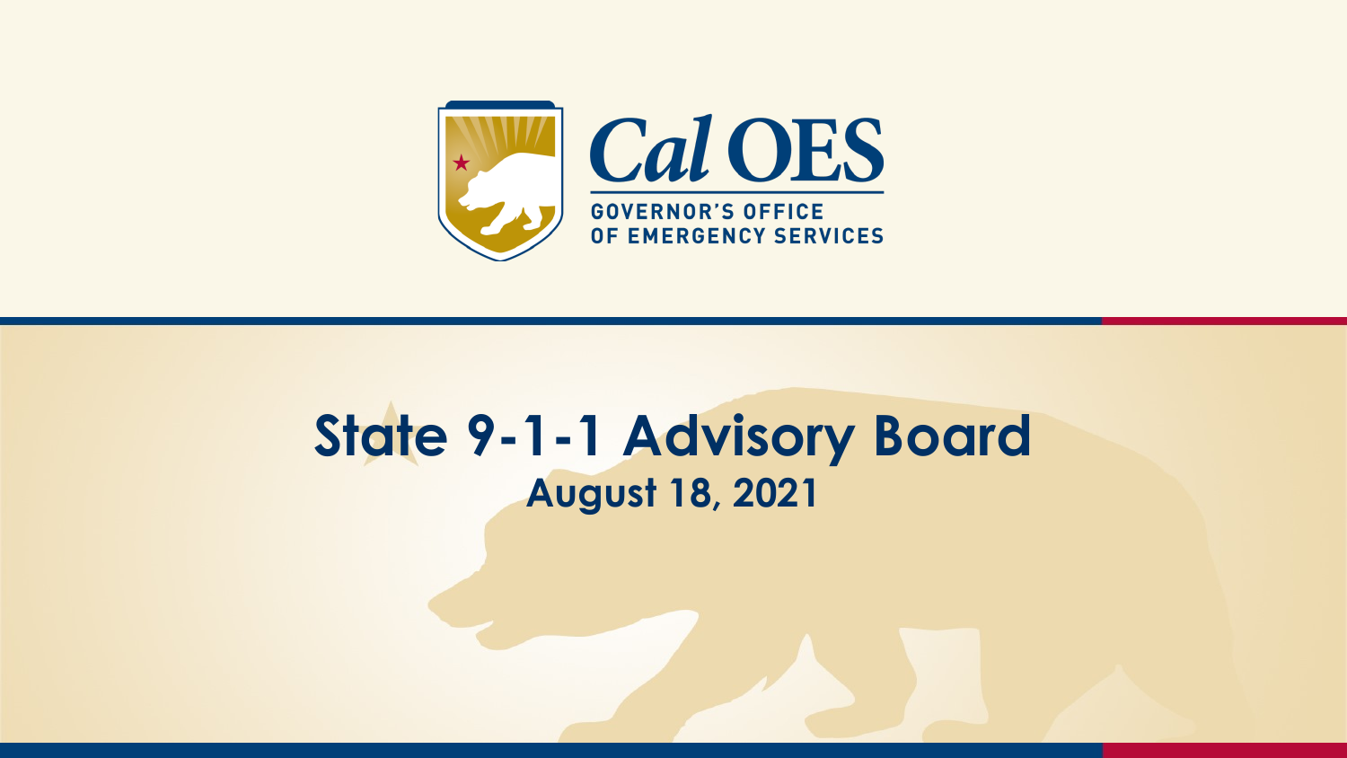Cal OES

GOVERNOR'S OFFICE OF EMERGENCY SERVICES

# State 9-1-1 Advisory Board

## August 18, 2021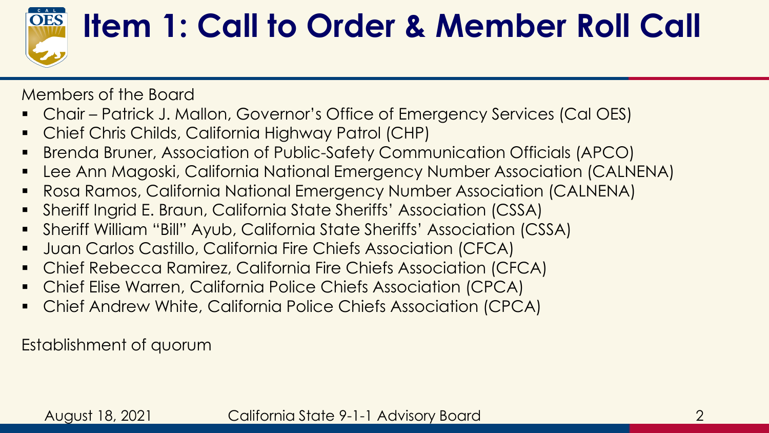# Item 1: Call to Order & Member Roll Call

Members of the Board

- Chair – Patrick J. Mallon, Governor's Office of Emergency Services (Cal OES)
- Chief Chris Childs, California Highway Patrol (CHP)
- Brenda Bruner, Association of Public-Safety Communication Officials (APCO)
- Lee Ann Magoski, California National Emergency Number Association (CALNENA)
- Rosa Ramos, California National Emergency Number Association (CALNENA)
- Sheriff Ingrid E. Braun, California State Sheriffs' Association (CSSA)
- Sheriff William "Bill" Ayub, California State Sheriffs' Association (CSSA)
- Juan Carlos Castillo, California Fire Chiefs Association (CFCA)
- Chief Rebecca Ramirez, California Fire Chiefs Association (CFCA)
- Chief Elise Warren, California Police Chiefs Association (CPCA)
- Chief Andrew White, California Police Chiefs Association (CPCA)

Establishment of quorum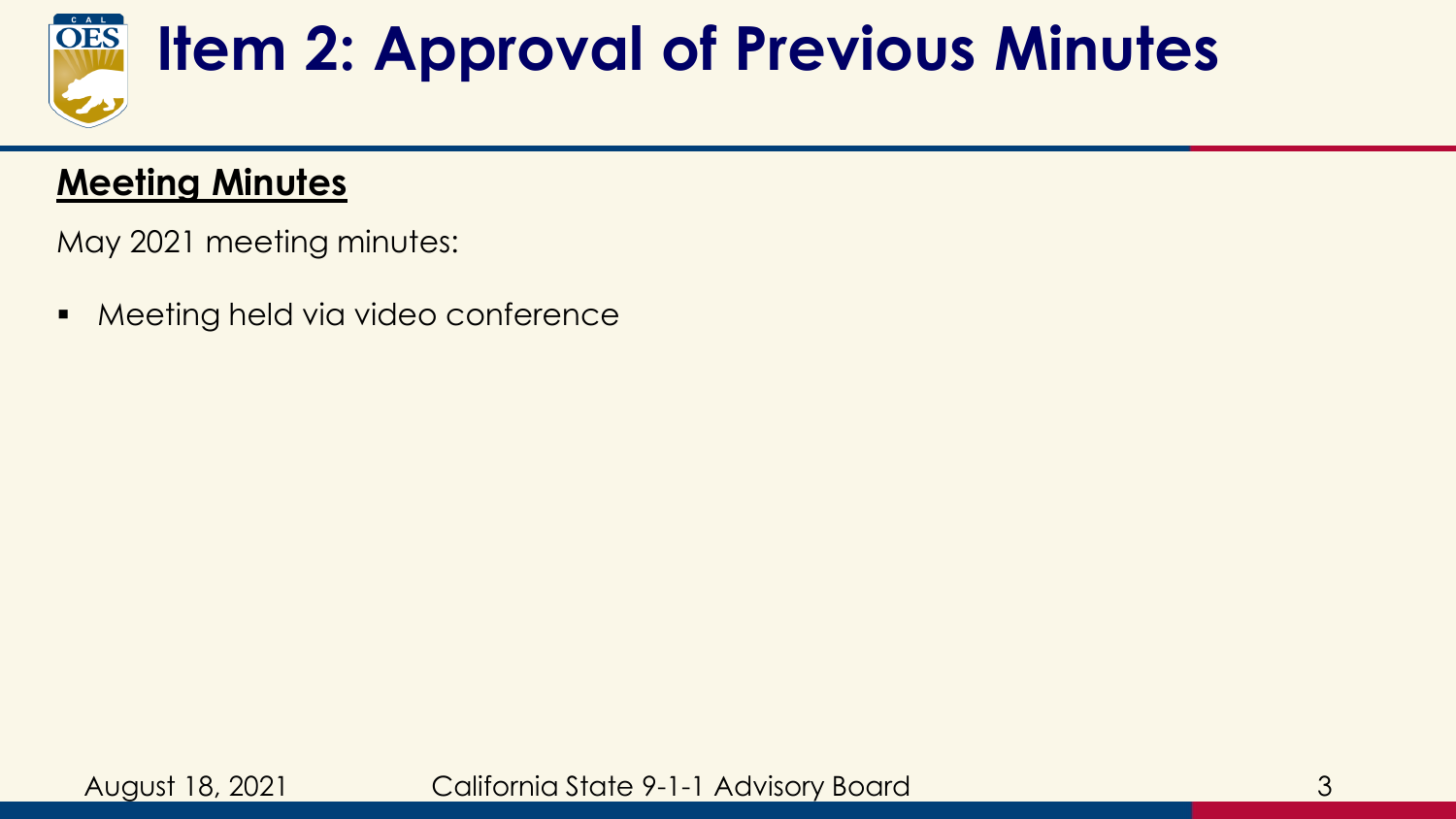# Item 2: Approval of Previous Minutes

**Meeting Minutes**

May 2021 meeting minutes:

- Meeting held via video conference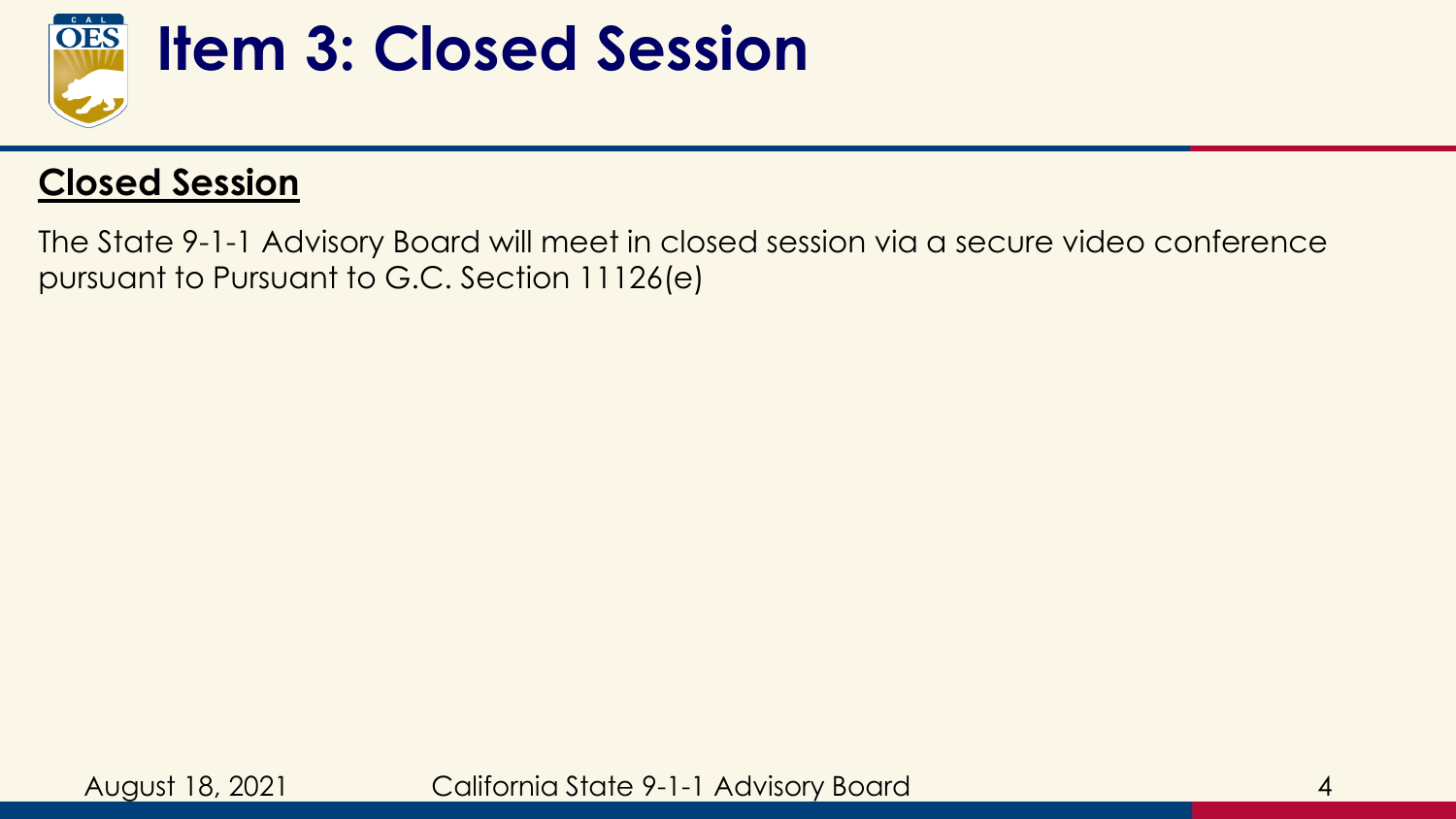# Item 3: Closed Session

## Closed Session

The State 9-1-1 Advisory Board will meet in closed session via a secure video conference pursuant to Pursuant to G.C. Section 11126(e)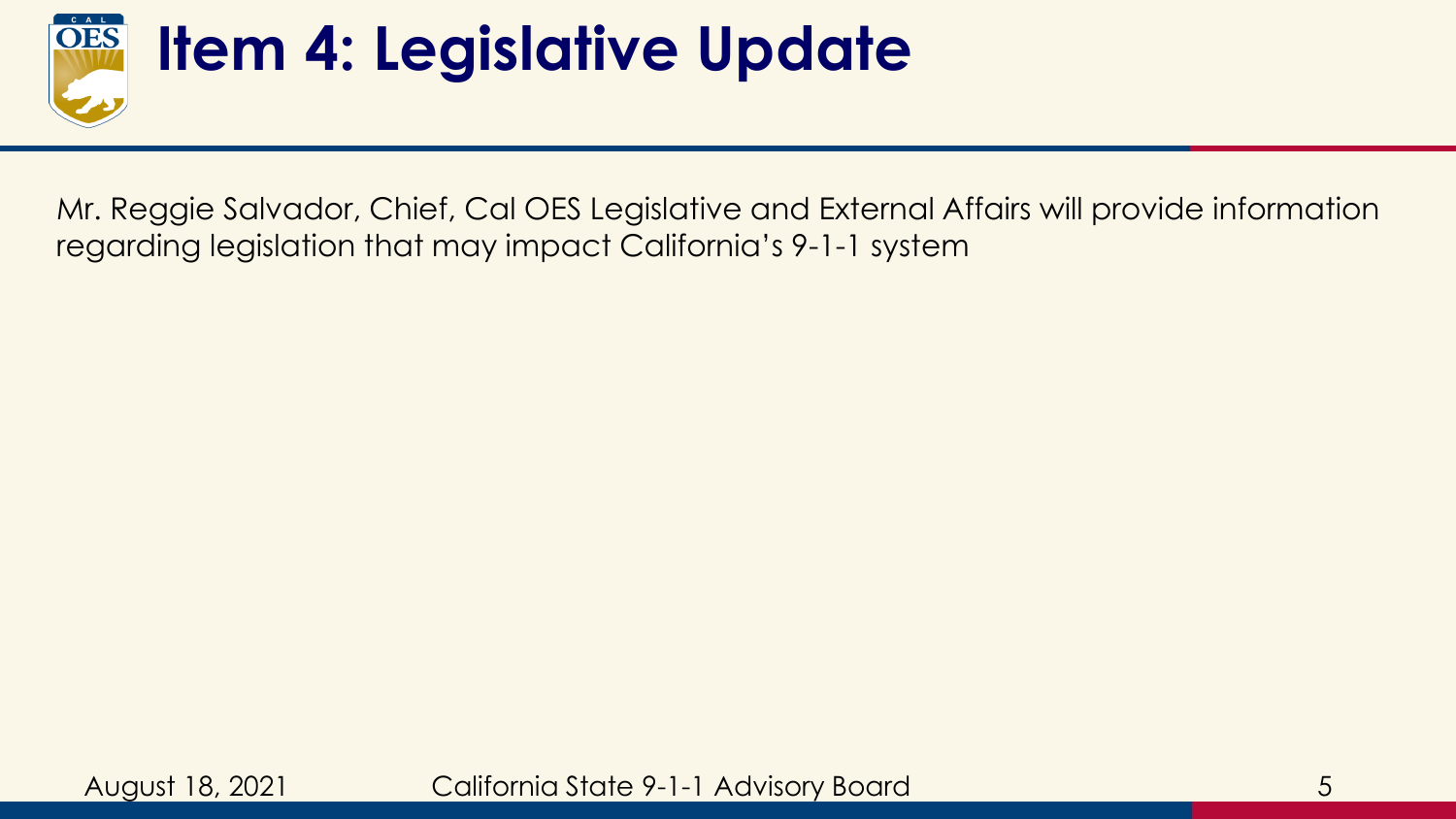# Item 4: Legislative Update

Mr. Reggie Salvador, Chief, Cal OES Legislative and External Affairs will provide information regarding legislation that may impact California's 9-1-1 system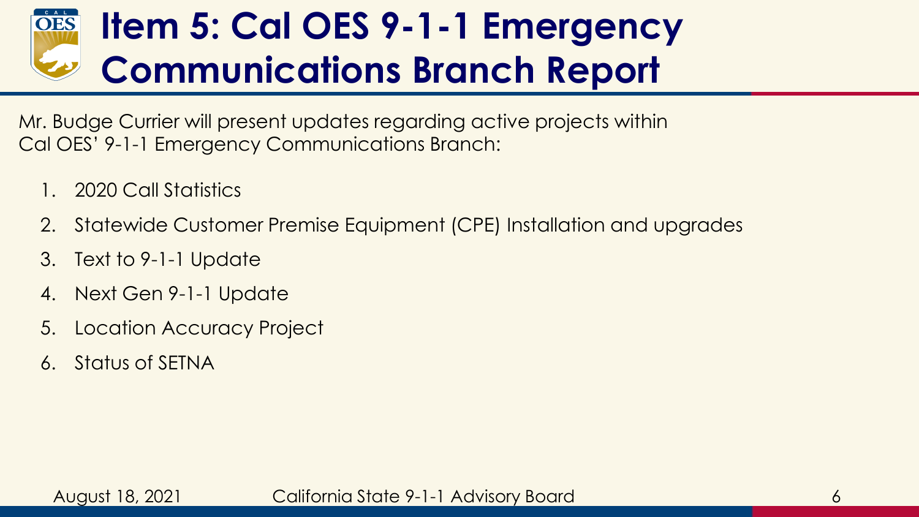# Item 5: Cal OES 9-1-1 Emergency Communications Branch Report

Mr. Budge Currier will present updates regarding active projects within Cal OES' 9-1-1 Emergency Communications Branch:

1. 2020 Call Statistics
2. Statewide Customer Premise Equipment (CPE) Installation and upgrades
3. Text to 9-1-1 Update
4. Next Gen 9-1-1 Update
5. Location Accuracy Project
6. Status of SETNA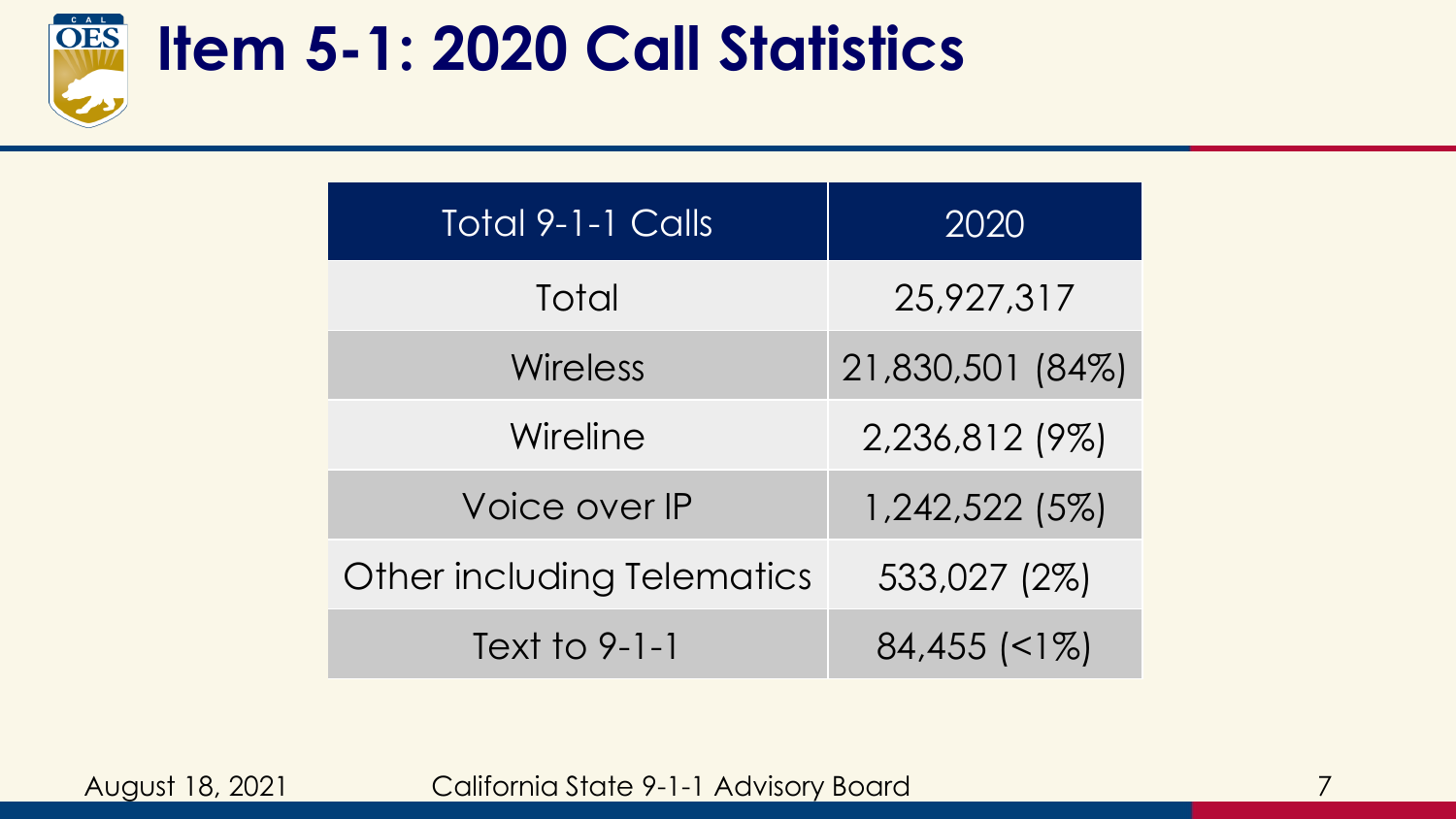# Item 5-1: 2020 Call Statistics

| Total 9-1-1 Calls | 2020 |
| --- | --- |
| Total | 25,927,317 |
| Wireless | 21,830,501 (84%) |
| Wireline | 2,236,812 (9%) |
| Voice over IP | 1,242,522 (5%) |
| Other including Telematics | 533,027 (2%) |
| Text to 9-1-1 | 84,455 (<1%) |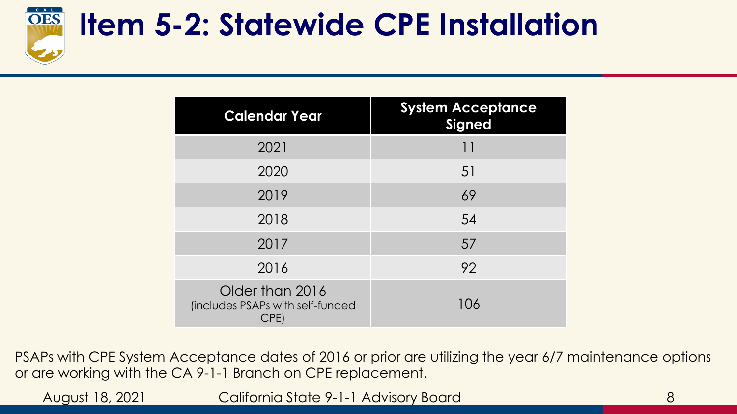# Item 5-2: Statewide CPE Installation

| Calendar Year | System Acceptance Signed |
|---|---|
| 2021 | 11 |
| 2020 | 51 |
| 2019 | 69 |
| 2018 | 54 |
| 2017 | 57 |
| 2016 | 92 |
| Older than 2016 (includes PSAPs with self-funded CPE) | 106 |

PSAPs with CPE System Acceptance dates of 2016 or prior are utilizing the year 6/7 maintenance options or are working with the CA 9-1-1 Branch on CPE replacement.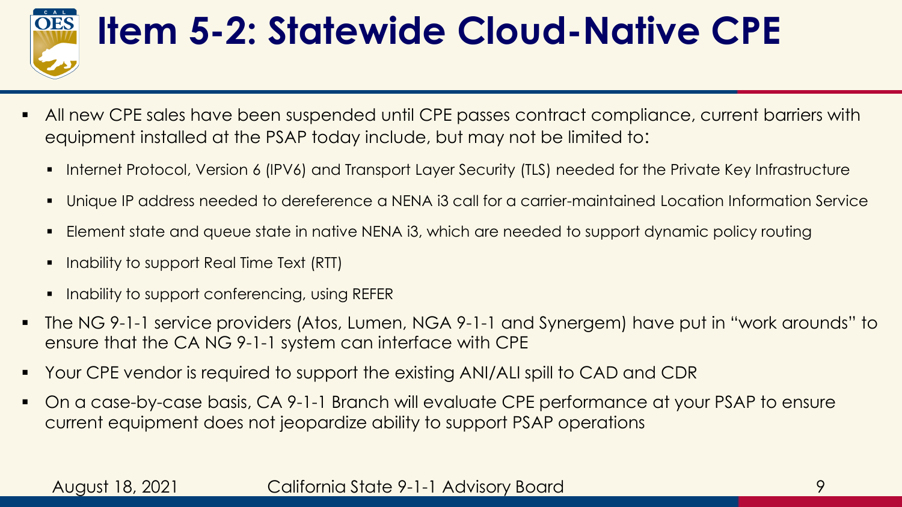# Item 5-2: Statewide Cloud-Native CPE

- All new CPE sales have been suspended until CPE passes contract compliance, current barriers with equipment installed at the PSAP today include, but may not be limited to:
  - Internet Protocol, Version 6 (IPV6) and Transport Layer Security (TLS) needed for the Private Key Infrastructure
  - Unique IP address needed to dereference a NENA i3 call for a carrier-maintained Location Information Service
  - Element state and queue state in native NENA i3, which are needed to support dynamic policy routing
  - Inability to support Real Time Text (RTT)
  - Inability to support conferencing, using REFER
- The NG 9-1-1 service providers (Atos, Lumen, NGA 9-1-1 and Synergem) have put in "work arounds" to ensure that the CA NG 9-1-1 system can interface with CPE
- Your CPE vendor is required to support the existing ANI/ALI spill to CAD and CDR
- On a case-by-case basis, CA 9-1-1 Branch will evaluate CPE performance at your PSAP to ensure current equipment does not jeopardize ability to support PSAP operations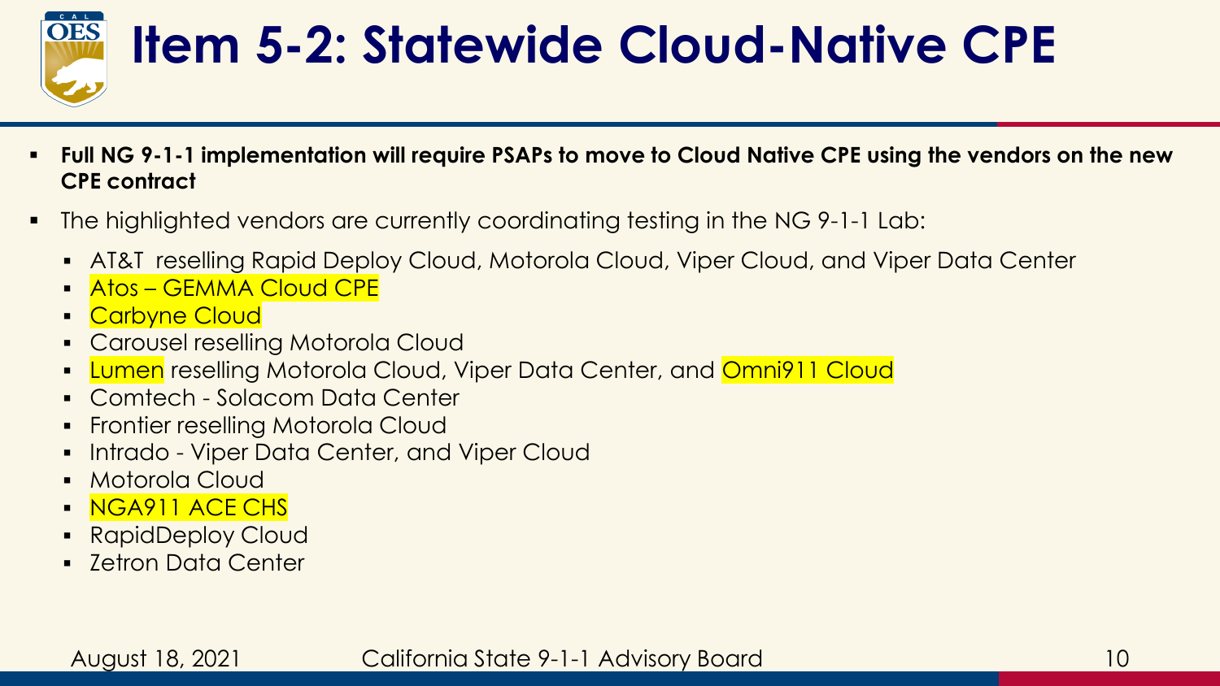# Item 5-2: Statewide Cloud-Native CPE

- **Full NG 9-1-1 implementation will require PSAPs to move to Cloud Native CPE using the vendors on the new CPE contract**
- The highlighted vendors are currently coordinating testing in the NG 9-1-1 Lab:
  - AT&T reselling Rapid Deploy Cloud, Motorola Cloud, Viper Cloud, and Viper Data Center
  - Atos – GEMMA Cloud CPE
  - Carbyne Cloud
  - Carousel reselling Motorola Cloud
  - Lumen reselling Motorola Cloud, Viper Data Center, and Omni911 Cloud
  - Comtech - Solacom Data Center
  - Frontier reselling Motorola Cloud
  - Intrado - Viper Data Center, and Viper Cloud
  - Motorola Cloud
  - NGA911 ACE CHS
  - RapidDeploy Cloud
  - Zetron Data Center

August 18, 2021 California State 9-1-1 Advisory Board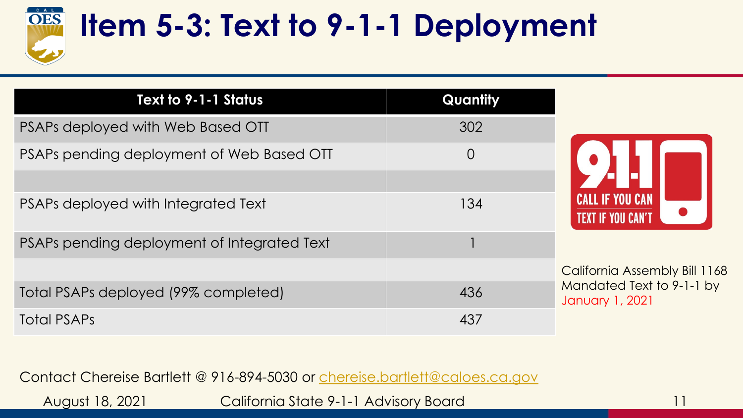# Item 5-3: Text to 9-1-1 Deployment

| Text to 9-1-1 Status | Quantity |
|---|---|
| PSAPs deployed with Web Based OTT | 302 |
| PSAPs pending deployment of Web Based OTT | 0 |
| | |
| PSAPs deployed with Integrated Text | 134 |
| PSAPs pending deployment of Integrated Text | 1 |
| | |
| Total PSAPs deployed (99% completed) | 436 |
| Total PSAPs | 437 |

9-1-1 CALL IF YOU CAN TEXT IF YOU CAN'T

California Assembly Bill 1168 Mandated Text to 9-1-1 by January 1, 2021

Contact Chereise Bartlett @ 916-894-5030 or chereise.bartlett@caloes.ca.gov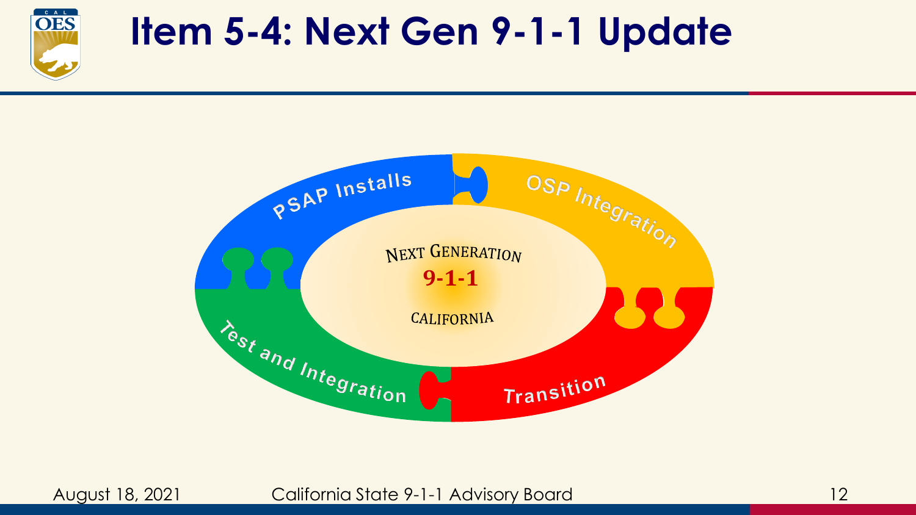# Item 5-4: Next Gen 9-1-1 Update

PSAP Installs

OSP Integration

Transition

Test and Integration

NEXT GENERATION

**9-1-1**

CALIFORNIA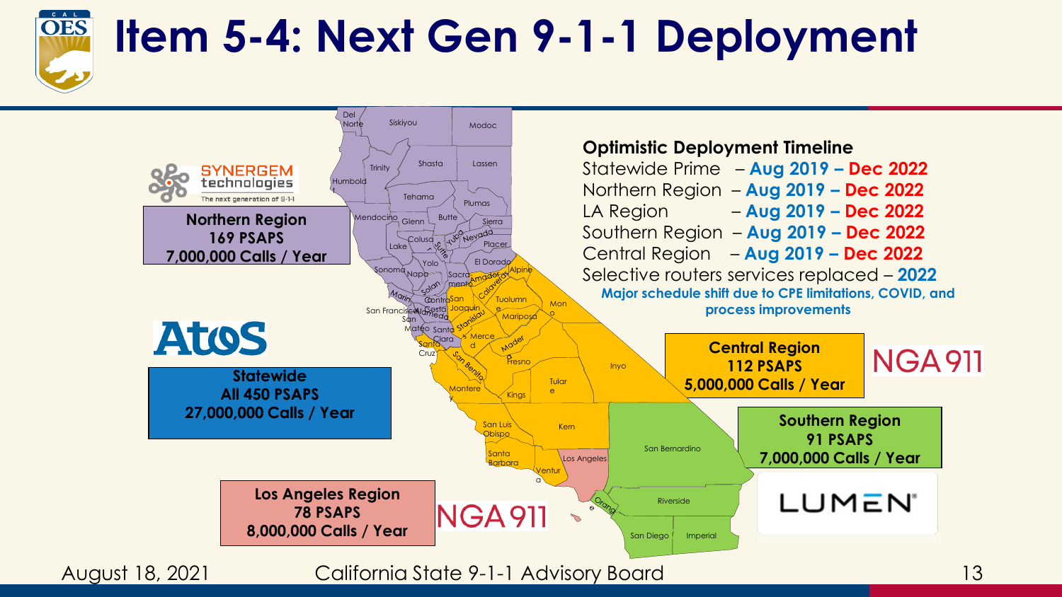# Item 5-4: Next Gen 9-1-1 Deployment

**Optimistic Deployment Timeline**

Statewide Prime – **Aug 2019 – Dec 2022**
Northern Region – **Aug 2019 – Dec 2022**
LA Region – **Aug 2019 – Dec 2022**
Southern Region – **Aug 2019 – Dec 2022**
Central Region – **Aug 2019 – Dec 2022**
Selective routers services replaced – **2022**

**Major schedule shift due to CPE limitations, COVID, and process improvements**

SYNERGEM technologies – The next generation of 9-1-1

**Northern Region**
**169 PSAPS**
**7,000,000 Calls / Year**

Atos

**Statewide**
**All 450 PSAPS**
**27,000,000 Calls / Year**

NGA911

**Central Region**
**112 PSAPS**
**5,000,000 Calls / Year**

**Southern Region**
**91 PSAPS**
**7,000,000 Calls / Year**

LUMEN

**Los Angeles Region**
**78 PSAPS**
**8,000,000 Calls / Year**

NGA911

August 18, 2021 — California State 9-1-1 Advisory Board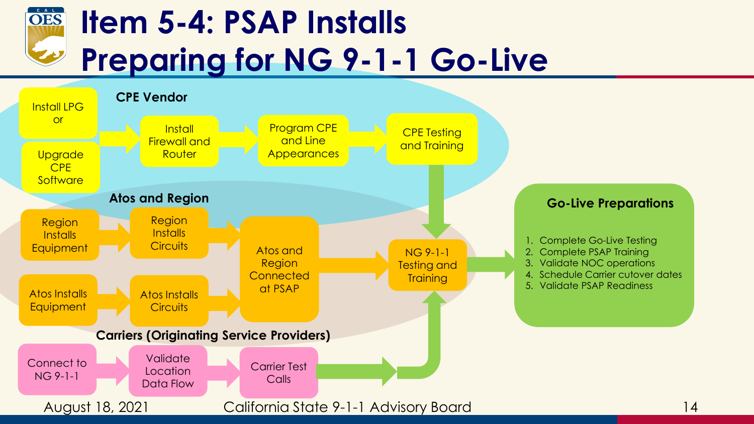# Item 5-4: PSAP Installs
# Preparing for NG 9-1-1 Go-Live

### CPE Vendor

- Install LPG or Upgrade CPE Software → Install Firewall and Router → Program CPE and Line Appearances → CPE Testing and Training

### Atos and Region

- Region Installs Equipment → Region Installs Circuits → Atos and Region Connected at PSAP
- Atos Installs Equipment → Atos Installs Circuits → Atos and Region Connected at PSAP
- Atos and Region Connected at PSAP → NG 9-1-1 Testing and Training

### Carriers (Originating Service Providers)

- Connect to NG 9-1-1 → Validate Location Data Flow → Carrier Test Calls → NG 9-1-1 Testing and Training

CPE Testing and Training → NG 9-1-1 Testing and Training → Go-Live Preparations

### Go-Live Preparations

1. Complete Go-Live Testing
2. Complete PSAP Training
3. Validate NOC operations
4. Schedule Carrier cutover dates
5. Validate PSAP Readiness

August 18, 2021 California State 9-1-1 Advisory Board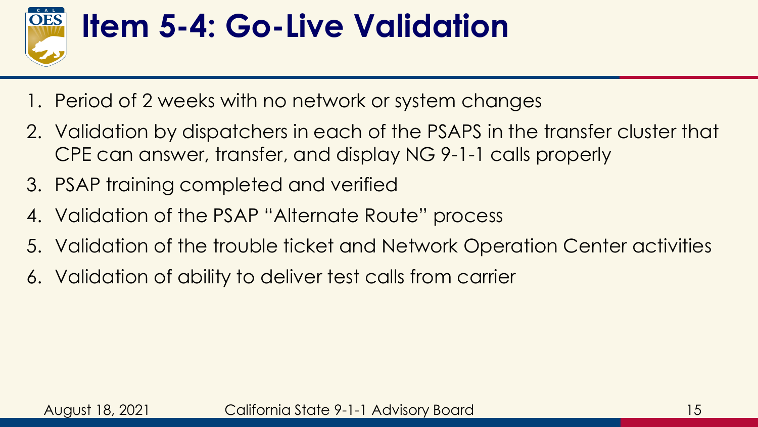# Item 5-4: Go-Live Validation

1. Period of 2 weeks with no network or system changes
2. Validation by dispatchers in each of the PSAPS in the transfer cluster that CPE can answer, transfer, and display NG 9-1-1 calls properly
3. PSAP training completed and verified
4. Validation of the PSAP "Alternate Route" process
5. Validation of the trouble ticket and Network Operation Center activities
6. Validation of ability to deliver test calls from carrier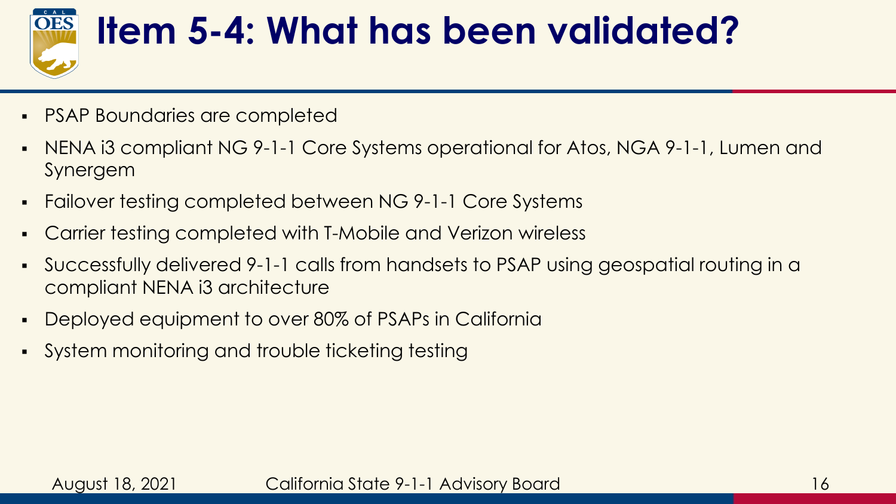# Item 5-4: What has been validated?

- PSAP Boundaries are completed
- NENA i3 compliant NG 9-1-1 Core Systems operational for Atos, NGA 9-1-1, Lumen and Synergem
- Failover testing completed between NG 9-1-1 Core Systems
- Carrier testing completed with T-Mobile and Verizon wireless
- Successfully delivered 9-1-1 calls from handsets to PSAP using geospatial routing in a compliant NENA i3 architecture
- Deployed equipment to over 80% of PSAPs in California
- System monitoring and trouble ticketing testing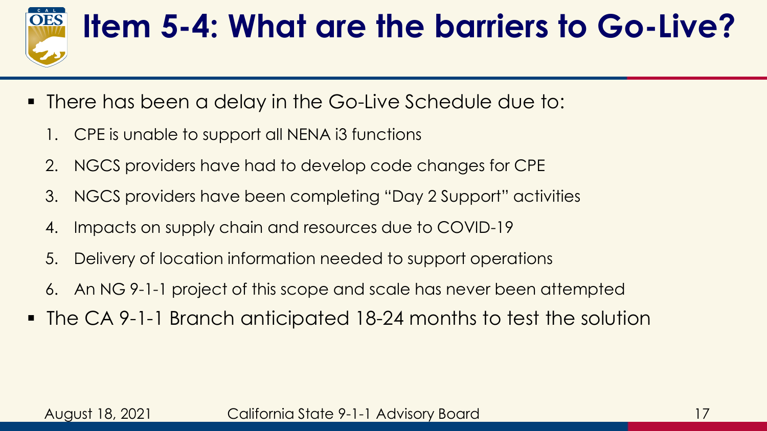# Item 5-4: What are the barriers to Go-Live?

- There has been a delay in the Go-Live Schedule due to:
  1. CPE is unable to support all NENA i3 functions
  2. NGCS providers have had to develop code changes for CPE
  3. NGCS providers have been completing "Day 2 Support" activities
  4. Impacts on supply chain and resources due to COVID-19
  5. Delivery of location information needed to support operations
  6. An NG 9-1-1 project of this scope and scale has never been attempted
- The CA 9-1-1 Branch anticipated 18-24 months to test the solution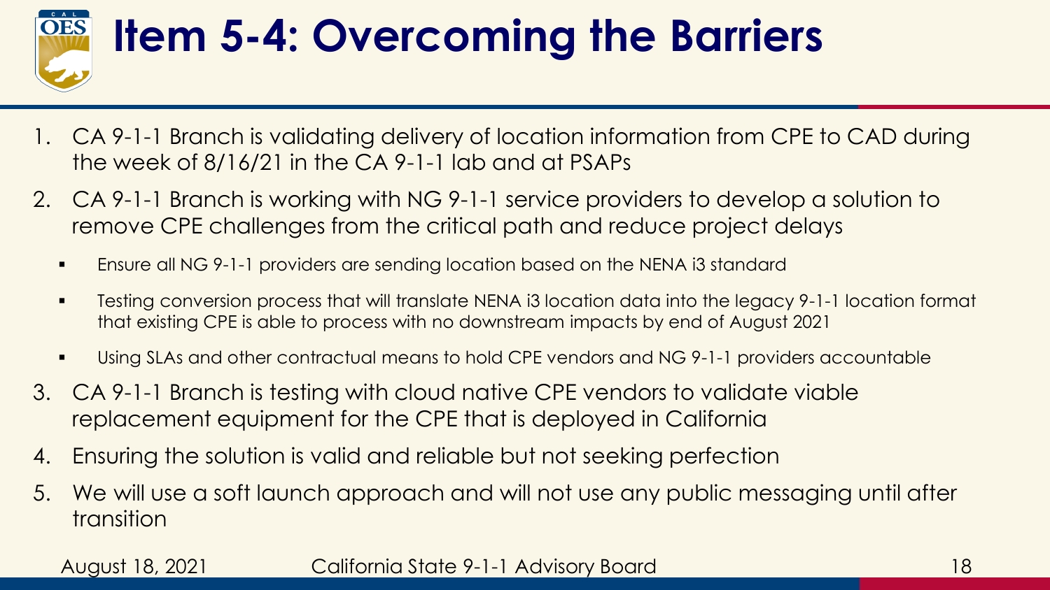# Item 5-4: Overcoming the Barriers

1. CA 9-1-1 Branch is validating delivery of location information from CPE to CAD during the week of 8/16/21 in the CA 9-1-1 lab and at PSAPs
2. CA 9-1-1 Branch is working with NG 9-1-1 service providers to develop a solution to remove CPE challenges from the critical path and reduce project delays
   - Ensure all NG 9-1-1 providers are sending location based on the NENA i3 standard
   - Testing conversion process that will translate NENA i3 location data into the legacy 9-1-1 location format that existing CPE is able to process with no downstream impacts by end of August 2021
   - Using SLAs and other contractual means to hold CPE vendors and NG 9-1-1 providers accountable
3. CA 9-1-1 Branch is testing with cloud native CPE vendors to validate viable replacement equipment for the CPE that is deployed in California
4. Ensuring the solution is valid and reliable but not seeking perfection
5. We will use a soft launch approach and will not use any public messaging until after transition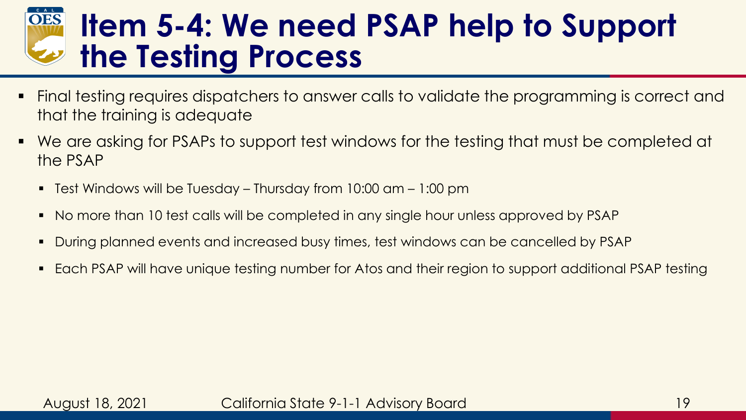# Item 5-4: We need PSAP help to Support the Testing Process

- Final testing requires dispatchers to answer calls to validate the programming is correct and that the training is adequate
- We are asking for PSAPs to support test windows for the testing that must be completed at the PSAP
  - Test Windows will be Tuesday – Thursday from 10:00 am – 1:00 pm
  - No more than 10 test calls will be completed in any single hour unless approved by PSAP
  - During planned events and increased busy times, test windows can be cancelled by PSAP
  - Each PSAP will have unique testing number for Atos and their region to support additional PSAP testing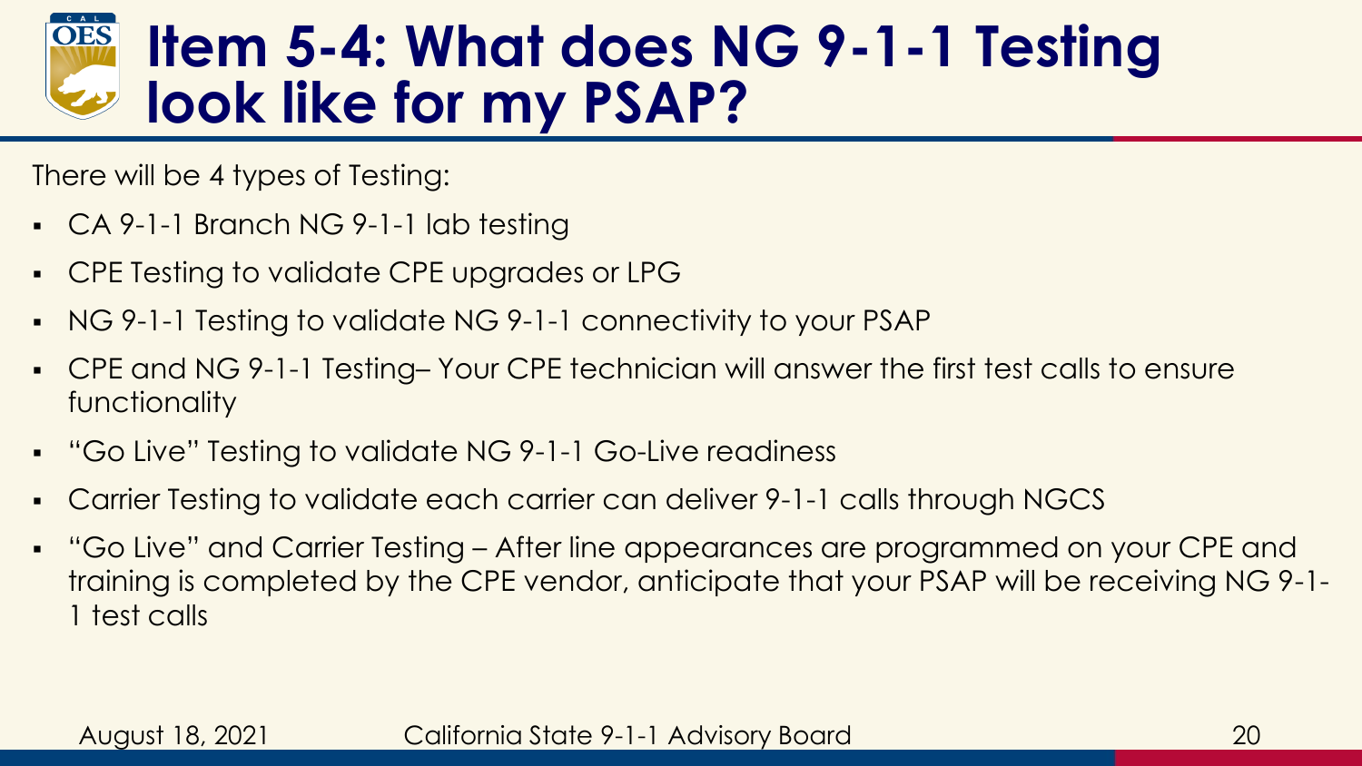# Item 5-4: What does NG 9-1-1 Testing look like for my PSAP?

There will be 4 types of Testing:

- CA 9-1-1 Branch NG 9-1-1 lab testing
- CPE Testing to validate CPE upgrades or LPG
- NG 9-1-1 Testing to validate NG 9-1-1 connectivity to your PSAP
- CPE and NG 9-1-1 Testing– Your CPE technician will answer the first test calls to ensure functionality
- "Go Live" Testing to validate NG 9-1-1 Go-Live readiness
- Carrier Testing to validate each carrier can deliver 9-1-1 calls through NGCS
- "Go Live" and Carrier Testing – After line appearances are programmed on your CPE and training is completed by the CPE vendor, anticipate that your PSAP will be receiving NG 9-1-1 test calls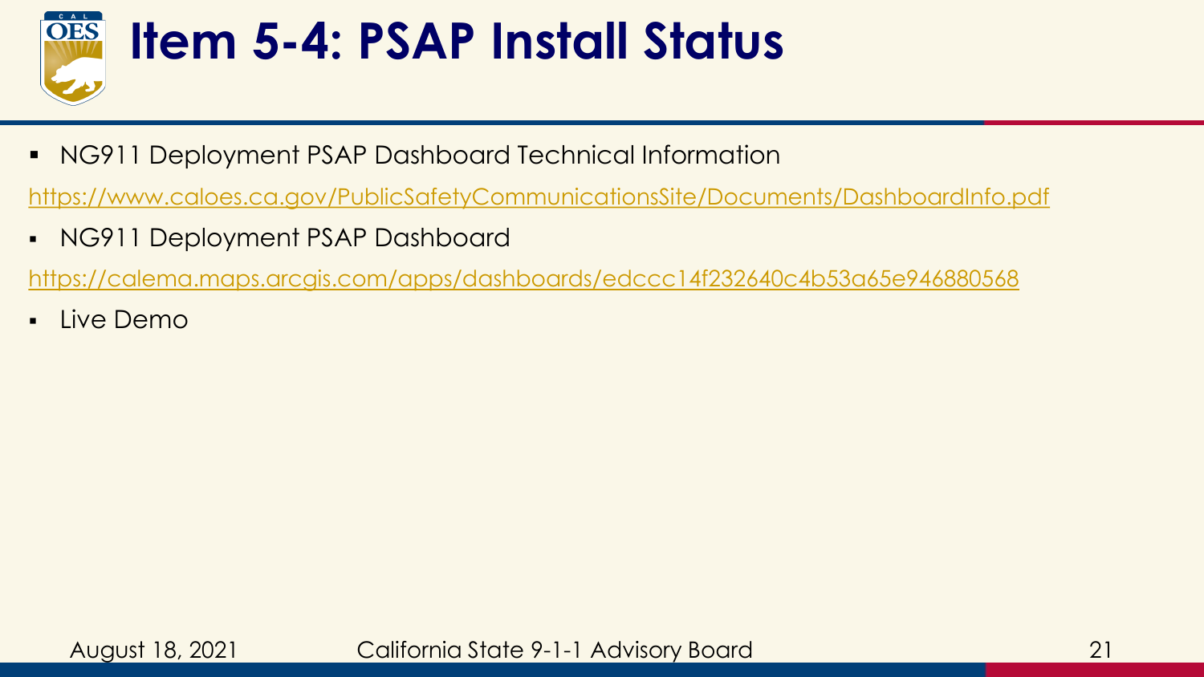# Item 5-4: PSAP Install Status

- NG911 Deployment PSAP Dashboard Technical Information

https://www.caloes.ca.gov/PublicSafetyCommunicationsSite/Documents/DashboardInfo.pdf

- NG911 Deployment PSAP Dashboard

https://calema.maps.arcgis.com/apps/dashboards/edccc14f232640c4b53a65e946880568

- Live Demo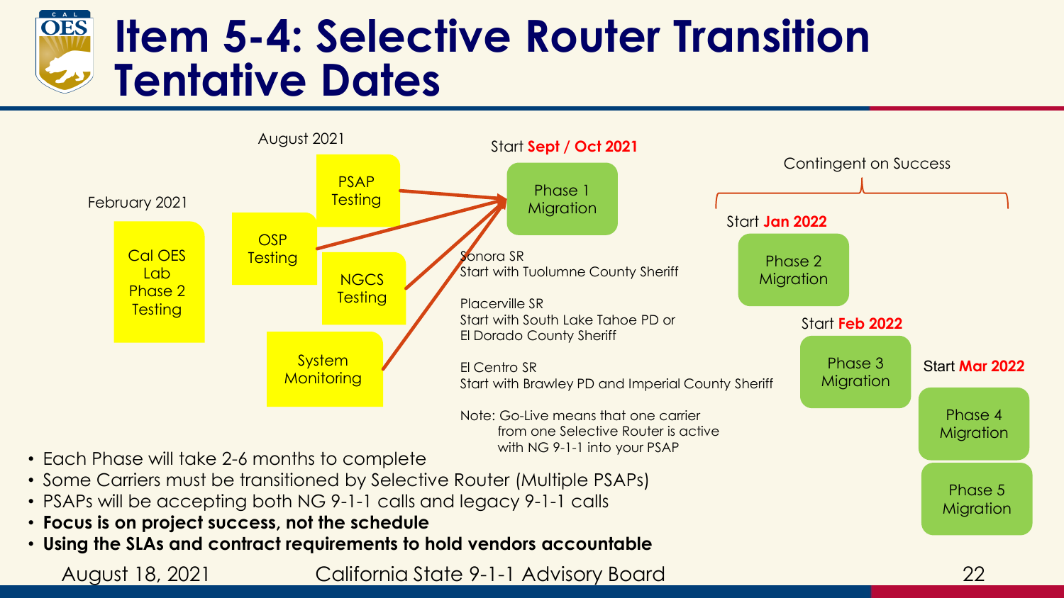# Item 5-4: Selective Router Transition Tentative Dates

February 2021

Cal OES Lab Phase 2 Testing

August 2021

- OSP Testing
- PSAP Testing
- NGCS Testing
- System Monitoring

Start **Sept / Oct 2021**

Phase 1 Migration

Sonora SR
Start with Tuolumne County Sheriff

Placerville SR
Start with South Lake Tahoe PD or El Dorado County Sheriff

El Centro SR
Start with Brawley PD and Imperial County Sheriff

Note: Go-Live means that one carrier from one Selective Router is active with NG 9-1-1 into your PSAP

Contingent on Success

Start **Jan 2022**
Phase 2 Migration

Start **Feb 2022**
Phase 3 Migration

Start **Mar 2022**
Phase 4 Migration

Phase 5 Migration

- Each Phase will take 2-6 months to complete
- Some Carriers must be transitioned by Selective Router (Multiple PSAPs)
- PSAPs will be accepting both NG 9-1-1 calls and legacy 9-1-1 calls
- **Focus is on project success, not the schedule**
- **Using the SLAs and contract requirements to hold vendors accountable**

August 18, 2021 California State 9-1-1 Advisory Board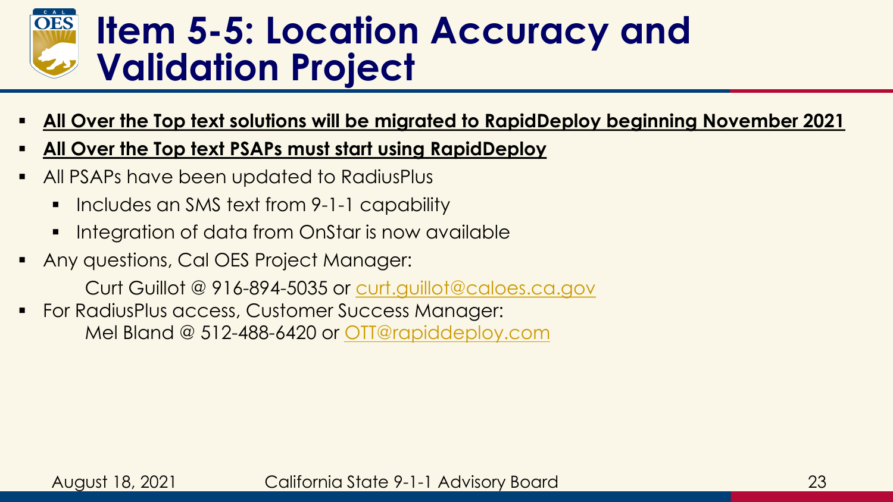# Item 5-5: Location Accuracy and Validation Project

- **<u>All Over the Top text solutions will be migrated to RapidDeploy beginning November 2021</u>**
- **<u>All Over the Top text PSAPs must start using RapidDeploy</u>**
- All PSAPs have been updated to RadiusPlus
  - Includes an SMS text from 9-1-1 capability
  - Integration of data from OnStar is now available
- Any questions, Cal OES Project Manager:
  Curt Guillot @ 916-894-5035 or curt.guillot@caloes.ca.gov
- For RadiusPlus access, Customer Success Manager:
  Mel Bland @ 512-488-6420 or OTT@rapiddeploy.com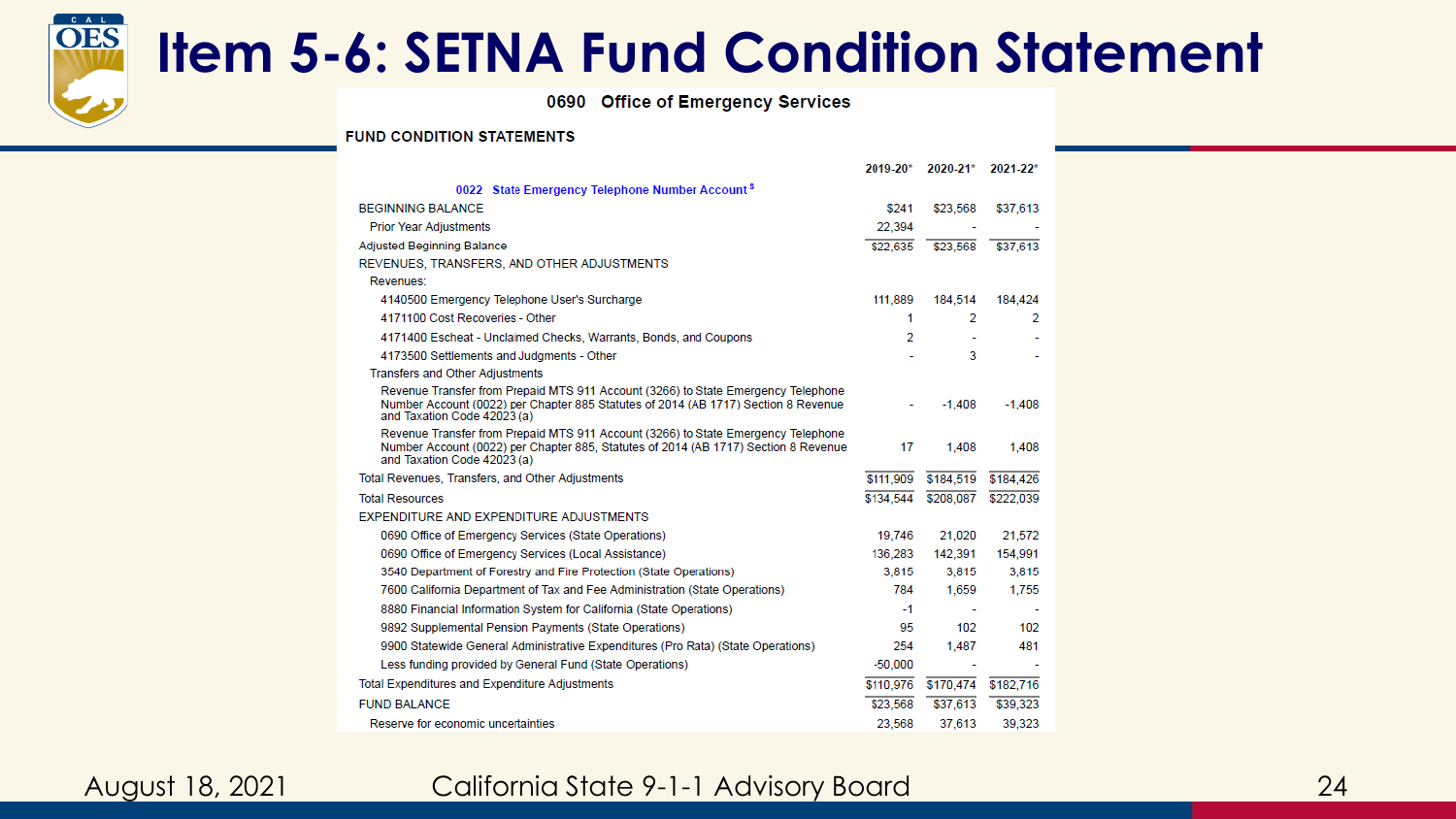# Item 5-6: SETNA Fund Condition Statement

**0690 Office of Emergency Services**

**FUND CONDITION STATEMENTS**

| | 2019-20* | 2020-21* | 2021-22* |
|---|---|---|---|
| **0022 State Emergency Telephone Number Account** [S] | | | |
| BEGINNING BALANCE | $241 | $23,568 | $37,613 |
| Prior Year Adjustments | 22,394 | - | - |
| Adjusted Beginning Balance | $22,635 | $23,568 | $37,613 |
| REVENUES, TRANSFERS, AND OTHER ADJUSTMENTS | | | |
| Revenues: | | | |
| 4140500 Emergency Telephone User's Surcharge | 111,889 | 184,514 | 184,424 |
| 4171100 Cost Recoveries - Other | 1 | 2 | 2 |
| 4171400 Escheat - Unclaimed Checks, Warrants, Bonds, and Coupons | 2 | - | - |
| 4173500 Settlements and Judgments - Other | - | 3 | - |
| Transfers and Other Adjustments | | | |
| Revenue Transfer from Prepaid MTS 911 Account (3266) to State Emergency Telephone Number Account (0022) per Chapter 885 Statutes of 2014 (AB 1717) Section 8 Revenue and Taxation Code 42023 (a) | - | -1,408 | -1,408 |
| Revenue Transfer from Prepaid MTS 911 Account (3266) to State Emergency Telephone Number Account (0022) per Chapter 885, Statutes of 2014 (AB 1717) Section 8 Revenue and Taxation Code 42023 (a) | 17 | 1,408 | 1,408 |
| Total Revenues, Transfers, and Other Adjustments | $111,909 | $184,519 | $184,426 |
| Total Resources | $134,544 | $208,087 | $222,039 |
| EXPENDITURE AND EXPENDITURE ADJUSTMENTS | | | |
| 0690 Office of Emergency Services (State Operations) | 19,746 | 21,020 | 21,572 |
| 0690 Office of Emergency Services (Local Assistance) | 136,283 | 142,391 | 154,991 |
| 3540 Department of Forestry and Fire Protection (State Operations) | 3,815 | 3,815 | 3,815 |
| 7600 California Department of Tax and Fee Administration (State Operations) | 784 | 1,659 | 1,755 |
| 8880 Financial Information System for California (State Operations) | -1 | - | - |
| 9892 Supplemental Pension Payments (State Operations) | 95 | 102 | 102 |
| 9900 Statewide General Administrative Expenditures (Pro Rata) (State Operations) | 254 | 1,487 | 481 |
| Less funding provided by General Fund (State Operations) | -50,000 | - | - |
| Total Expenditures and Expenditure Adjustments | $110,976 | $170,474 | $182,716 |
| FUND BALANCE | $23,568 | $37,613 | $39,323 |
| Reserve for economic uncertainties | 23,568 | 37,613 | 39,323 |

August 18, 2021 California State 9-1-1 Advisory Board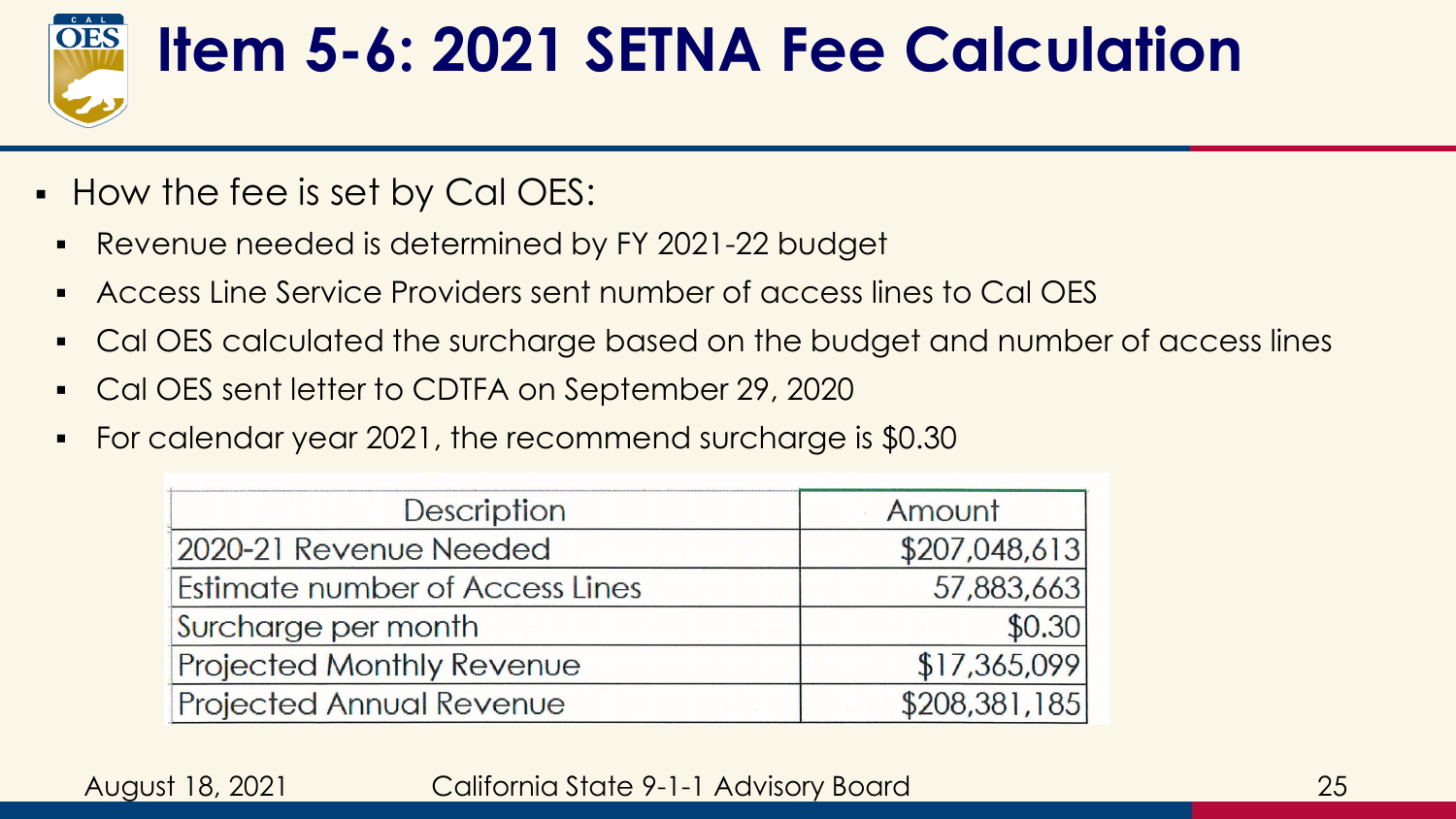# Item 5-6: 2021 SETNA Fee Calculation

- How the fee is set by Cal OES:
  - Revenue needed is determined by FY 2021-22 budget
  - Access Line Service Providers sent number of access lines to Cal OES
  - Cal OES calculated the surcharge based on the budget and number of access lines
  - Cal OES sent letter to CDTFA on September 29, 2020
  - For calendar year 2021, the recommend surcharge is $0.30

| Description | Amount |
|---|---|
| 2020-21 Revenue Needed | $207,048,613 |
| Estimate number of Access Lines | 57,883,663 |
| Surcharge per month | $0.30 |
| Projected Monthly Revenue | $17,365,099 |
| Projected Annual Revenue | $208,381,185 |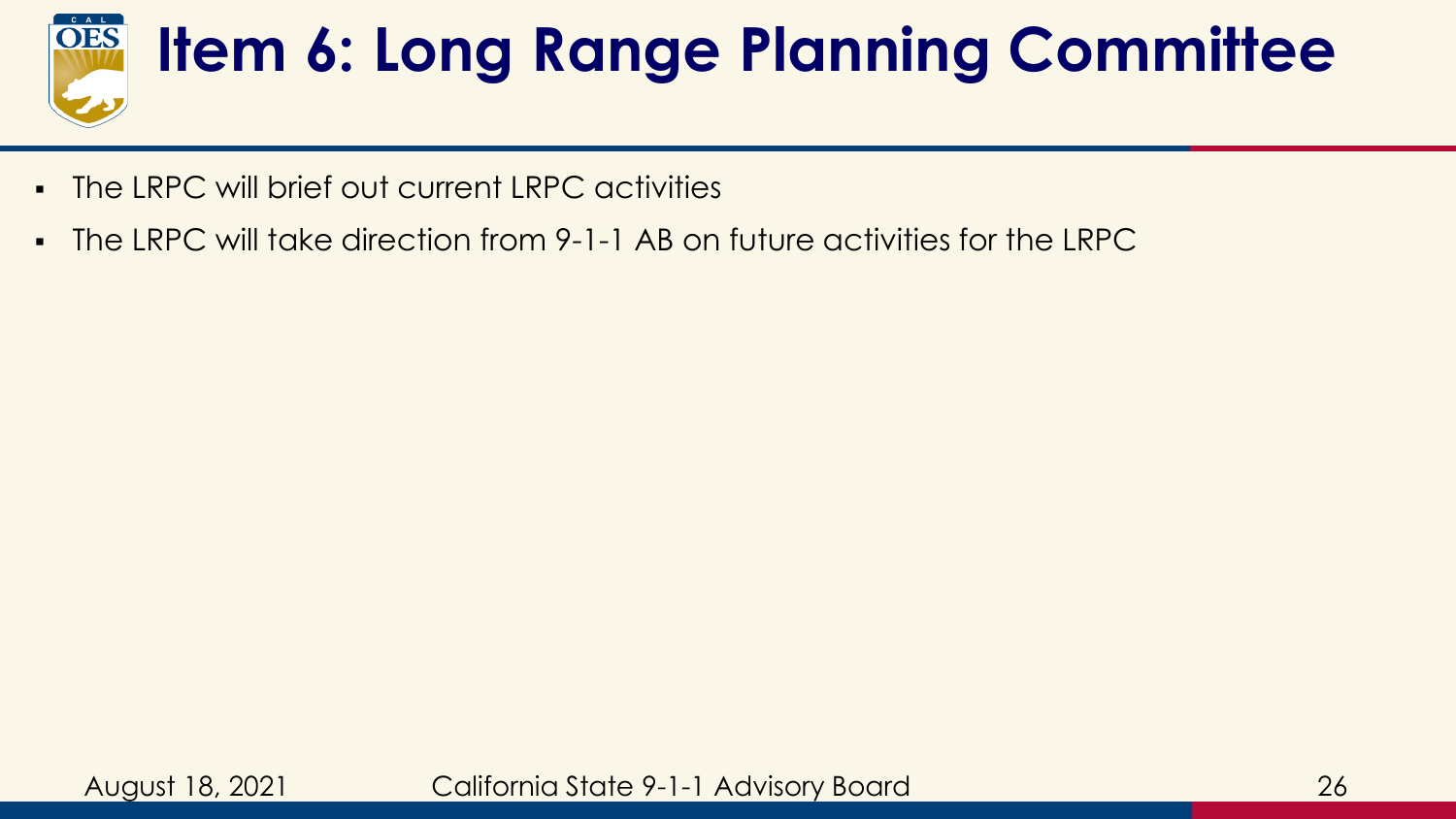# Item 6: Long Range Planning Committee

- The LRPC will brief out current LRPC activities
- The LRPC will take direction from 9-1-1 AB on future activities for the LRPC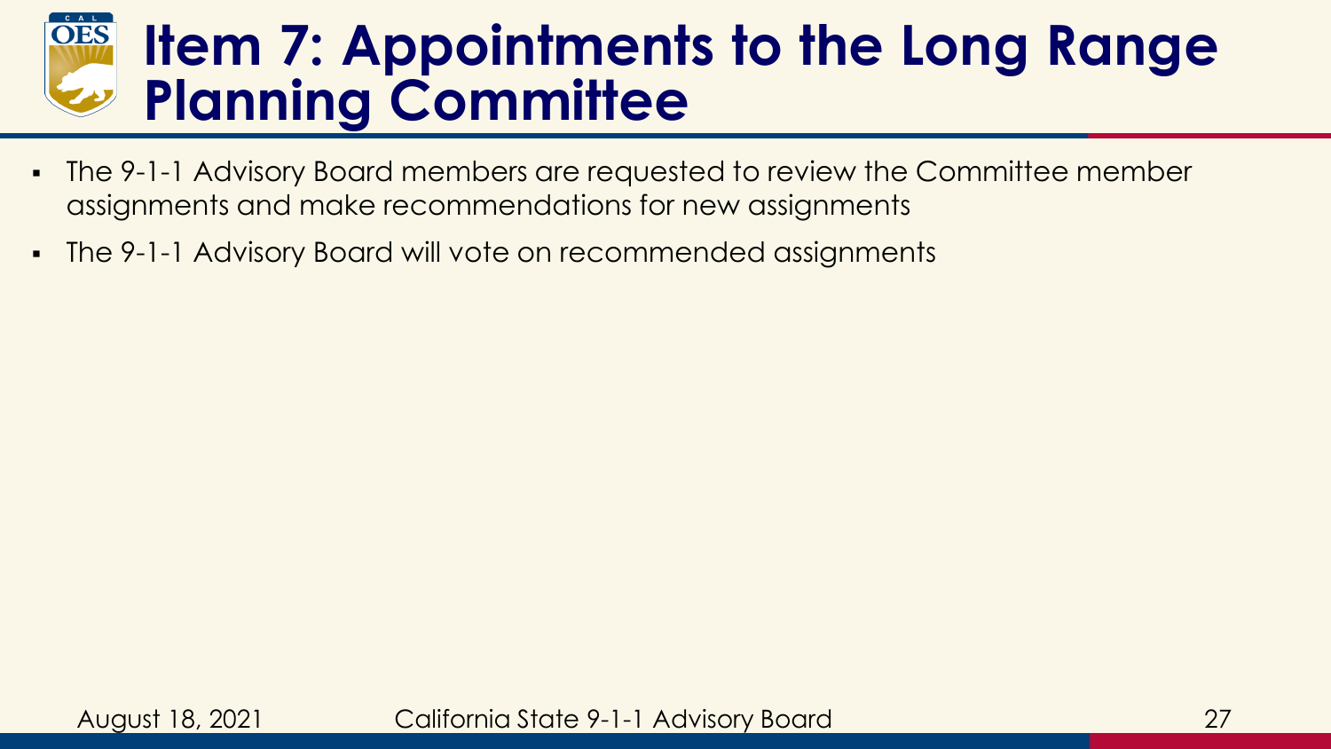# Item 7: Appointments to the Long Range Planning Committee

- The 9-1-1 Advisory Board members are requested to review the Committee member assignments and make recommendations for new assignments
- The 9-1-1 Advisory Board will vote on recommended assignments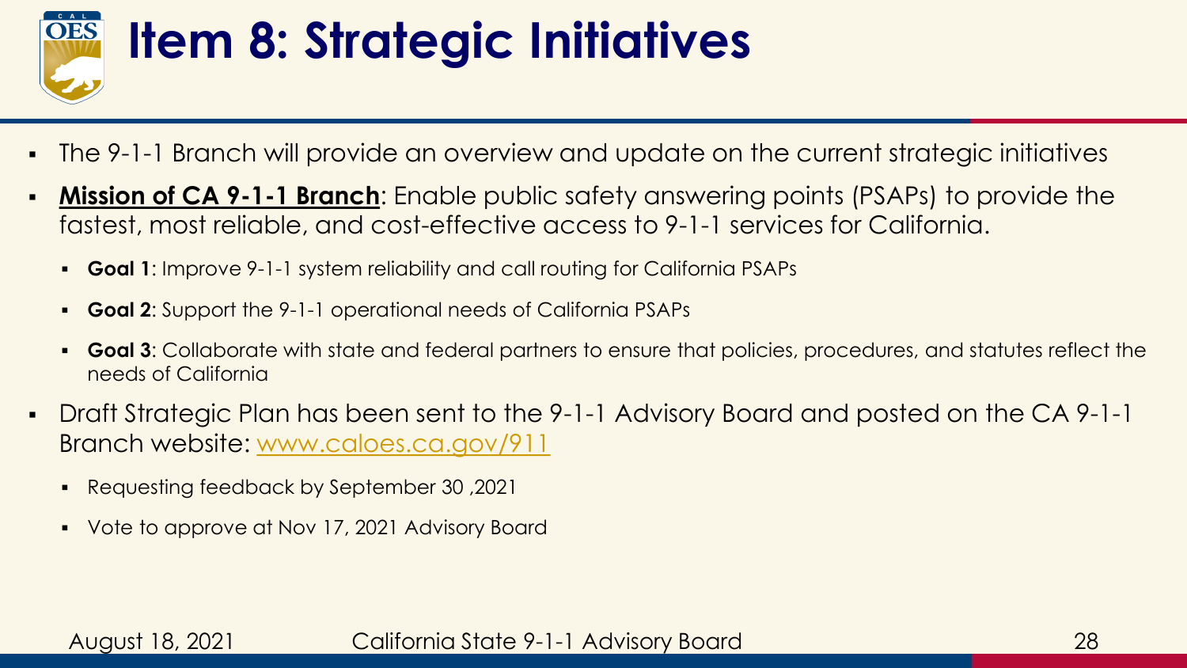# Item 8: Strategic Initiatives

- The 9-1-1 Branch will provide an overview and update on the current strategic initiatives
- **Mission of CA 9-1-1 Branch**: Enable public safety answering points (PSAPs) to provide the fastest, most reliable, and cost-effective access to 9-1-1 services for California.
  - **Goal 1**: Improve 9-1-1 system reliability and call routing for California PSAPs
  - **Goal 2**: Support the 9-1-1 operational needs of California PSAPs
  - **Goal 3**: Collaborate with state and federal partners to ensure that policies, procedures, and statutes reflect the needs of California
- Draft Strategic Plan has been sent to the 9-1-1 Advisory Board and posted on the CA 9-1-1 Branch website: www.caloes.ca.gov/911
  - Requesting feedback by September 30 ,2021
  - Vote to approve at Nov 17, 2021 Advisory Board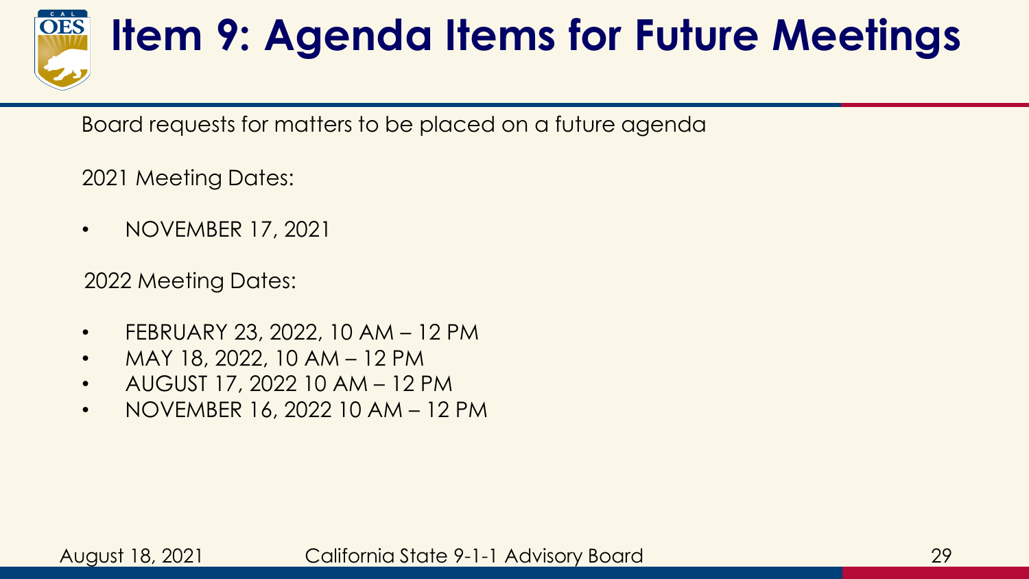# Item 9: Agenda Items for Future Meetings

Board requests for matters to be placed on a future agenda

2021 Meeting Dates:

- NOVEMBER 17, 2021

2022 Meeting Dates:

- FEBRUARY 23, 2022, 10 AM – 12 PM
- MAY 18, 2022, 10 AM – 12 PM
- AUGUST 17, 2022 10 AM – 12 PM
- NOVEMBER 16, 2022 10 AM – 12 PM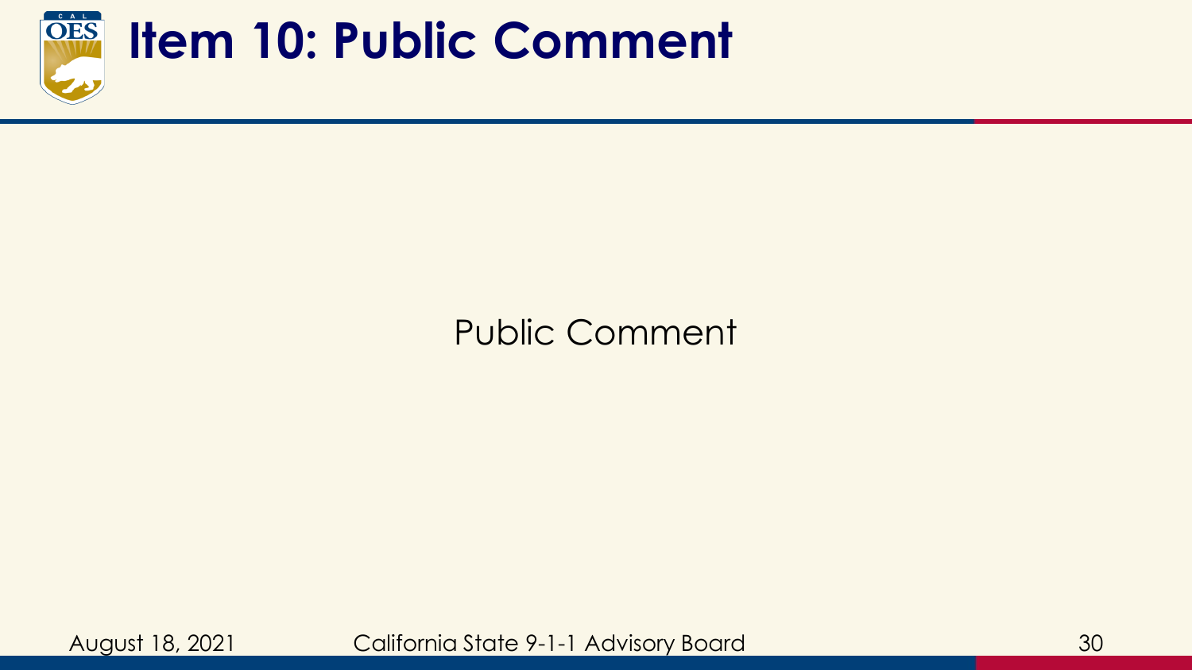# Item 10: Public Comment

Public Comment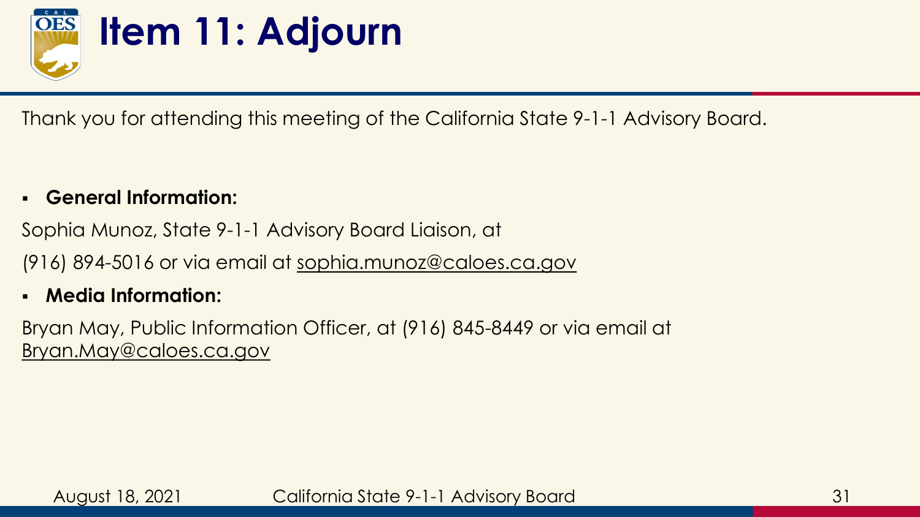# Item 11: Adjourn

Thank you for attending this meeting of the California State 9-1-1 Advisory Board.

- **General Information:**

Sophia Munoz, State 9-1-1 Advisory Board Liaison, at

(916) 894-5016 or via email at sophia.munoz@caloes.ca.gov

- **Media Information:**

Bryan May, Public Information Officer, at (916) 845-8449 or via email at Bryan.May@caloes.ca.gov